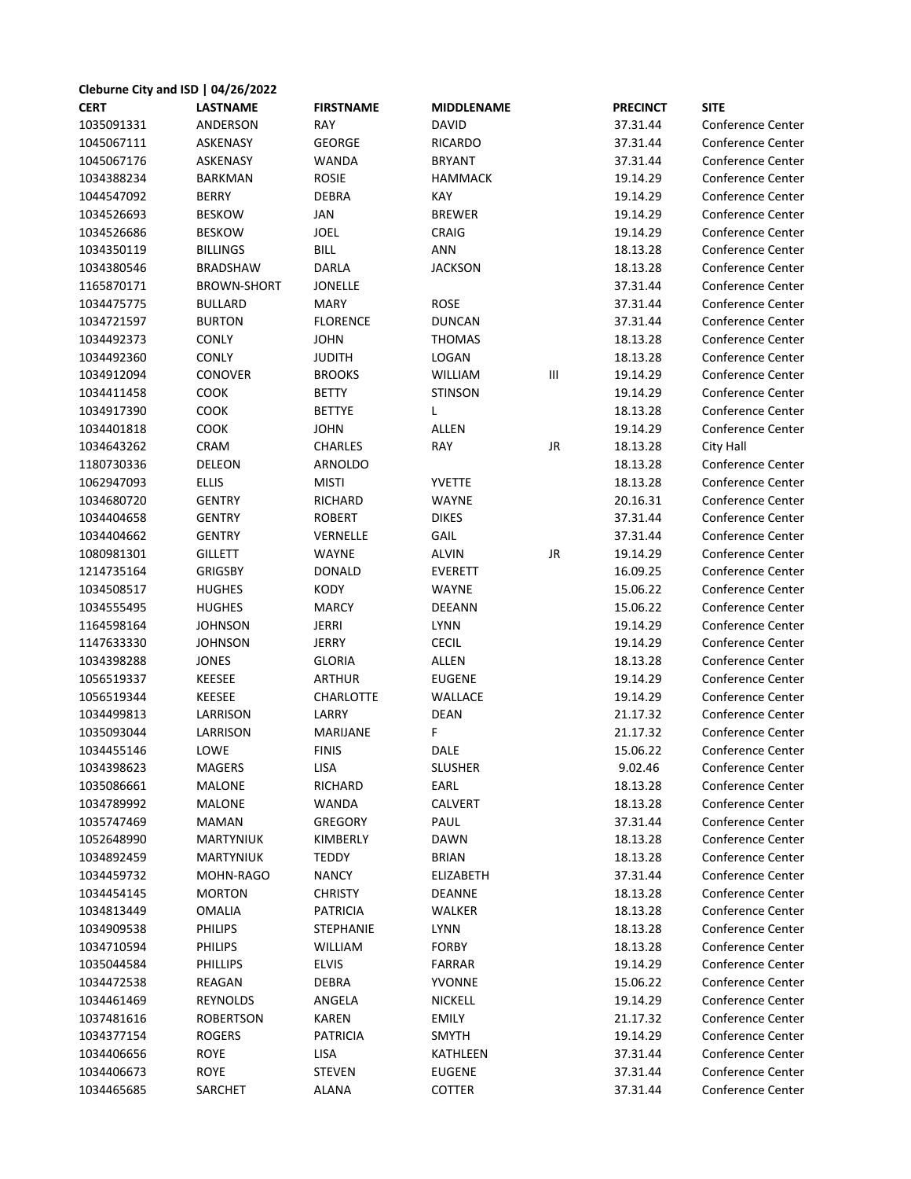**Cleburne City and ISD | 04/26/2022**

| CERT | LASTNAME | FIRSTNAME | MIDDLENAME | | PRECINCT | SITE |
|---|---|---|---|---|---|---|
| 1035091331 | ANDERSON | RAY | DAVID | | 37.31.44 | Conference Center |
| 1045067111 | ASKENASY | GEORGE | RICARDO | | 37.31.44 | Conference Center |
| 1045067176 | ASKENASY | WANDA | BRYANT | | 37.31.44 | Conference Center |
| 1034388234 | BARKMAN | ROSIE | HAMMACK | | 19.14.29 | Conference Center |
| 1044547092 | BERRY | DEBRA | KAY | | 19.14.29 | Conference Center |
| 1034526693 | BESKOW | JAN | BREWER | | 19.14.29 | Conference Center |
| 1034526686 | BESKOW | JOEL | CRAIG | | 19.14.29 | Conference Center |
| 1034350119 | BILLINGS | BILL | ANN | | 18.13.28 | Conference Center |
| 1034380546 | BRADSHAW | DARLA | JACKSON | | 18.13.28 | Conference Center |
| 1165870171 | BROWN-SHORT | JONELLE | | | 37.31.44 | Conference Center |
| 1034475775 | BULLARD | MARY | ROSE | | 37.31.44 | Conference Center |
| 1034721597 | BURTON | FLORENCE | DUNCAN | | 37.31.44 | Conference Center |
| 1034492373 | CONLY | JOHN | THOMAS | | 18.13.28 | Conference Center |
| 1034492360 | CONLY | JUDITH | LOGAN | | 18.13.28 | Conference Center |
| 1034912094 | CONOVER | BROOKS | WILLIAM | III | 19.14.29 | Conference Center |
| 1034411458 | COOK | BETTY | STINSON | | 19.14.29 | Conference Center |
| 1034917390 | COOK | BETTYE | L | | 18.13.28 | Conference Center |
| 1034401818 | COOK | JOHN | ALLEN | | 19.14.29 | Conference Center |
| 1034643262 | CRAM | CHARLES | RAY | JR | 18.13.28 | City Hall |
| 1180730336 | DELEON | ARNOLDO | | | 18.13.28 | Conference Center |
| 1062947093 | ELLIS | MISTI | YVETTE | | 18.13.28 | Conference Center |
| 1034680720 | GENTRY | RICHARD | WAYNE | | 20.16.31 | Conference Center |
| 1034404658 | GENTRY | ROBERT | DIKES | | 37.31.44 | Conference Center |
| 1034404662 | GENTRY | VERNELLE | GAIL | | 37.31.44 | Conference Center |
| 1080981301 | GILLETT | WAYNE | ALVIN | JR | 19.14.29 | Conference Center |
| 1214735164 | GRIGSBY | DONALD | EVERETT | | 16.09.25 | Conference Center |
| 1034508517 | HUGHES | KODY | WAYNE | | 15.06.22 | Conference Center |
| 1034555495 | HUGHES | MARCY | DEEANN | | 15.06.22 | Conference Center |
| 1164598164 | JOHNSON | JERRI | LYNN | | 19.14.29 | Conference Center |
| 1147633330 | JOHNSON | JERRY | CECIL | | 19.14.29 | Conference Center |
| 1034398288 | JONES | GLORIA | ALLEN | | 18.13.28 | Conference Center |
| 1056519337 | KEESEE | ARTHUR | EUGENE | | 19.14.29 | Conference Center |
| 1056519344 | KEESEE | CHARLOTTE | WALLACE | | 19.14.29 | Conference Center |
| 1034499813 | LARRISON | LARRY | DEAN | | 21.17.32 | Conference Center |
| 1035093044 | LARRISON | MARIJANE | F | | 21.17.32 | Conference Center |
| 1034455146 | LOWE | FINIS | DALE | | 15.06.22 | Conference Center |
| 1034398623 | MAGERS | LISA | SLUSHER | | 9.02.46 | Conference Center |
| 1035086661 | MALONE | RICHARD | EARL | | 18.13.28 | Conference Center |
| 1034789992 | MALONE | WANDA | CALVERT | | 18.13.28 | Conference Center |
| 1035747469 | MAMAN | GREGORY | PAUL | | 37.31.44 | Conference Center |
| 1052648990 | MARTYNIUK | KIMBERLY | DAWN | | 18.13.28 | Conference Center |
| 1034892459 | MARTYNIUK | TEDDY | BRIAN | | 18.13.28 | Conference Center |
| 1034459732 | MOHN-RAGO | NANCY | ELIZABETH | | 37.31.44 | Conference Center |
| 1034454145 | MORTON | CHRISTY | DEANNE | | 18.13.28 | Conference Center |
| 1034813449 | OMALIA | PATRICIA | WALKER | | 18.13.28 | Conference Center |
| 1034909538 | PHILIPS | STEPHANIE | LYNN | | 18.13.28 | Conference Center |
| 1034710594 | PHILIPS | WILLIAM | FORBY | | 18.13.28 | Conference Center |
| 1035044584 | PHILLIPS | ELVIS | FARRAR | | 19.14.29 | Conference Center |
| 1034472538 | REAGAN | DEBRA | YVONNE | | 15.06.22 | Conference Center |
| 1034461469 | REYNOLDS | ANGELA | NICKELL | | 19.14.29 | Conference Center |
| 1037481616 | ROBERTSON | KAREN | EMILY | | 21.17.32 | Conference Center |
| 1034377154 | ROGERS | PATRICIA | SMYTH | | 19.14.29 | Conference Center |
| 1034406656 | ROYE | LISA | KATHLEEN | | 37.31.44 | Conference Center |
| 1034406673 | ROYE | STEVEN | EUGENE | | 37.31.44 | Conference Center |
| 1034465685 | SARCHET | ALANA | COTTER | | 37.31.44 | Conference Center |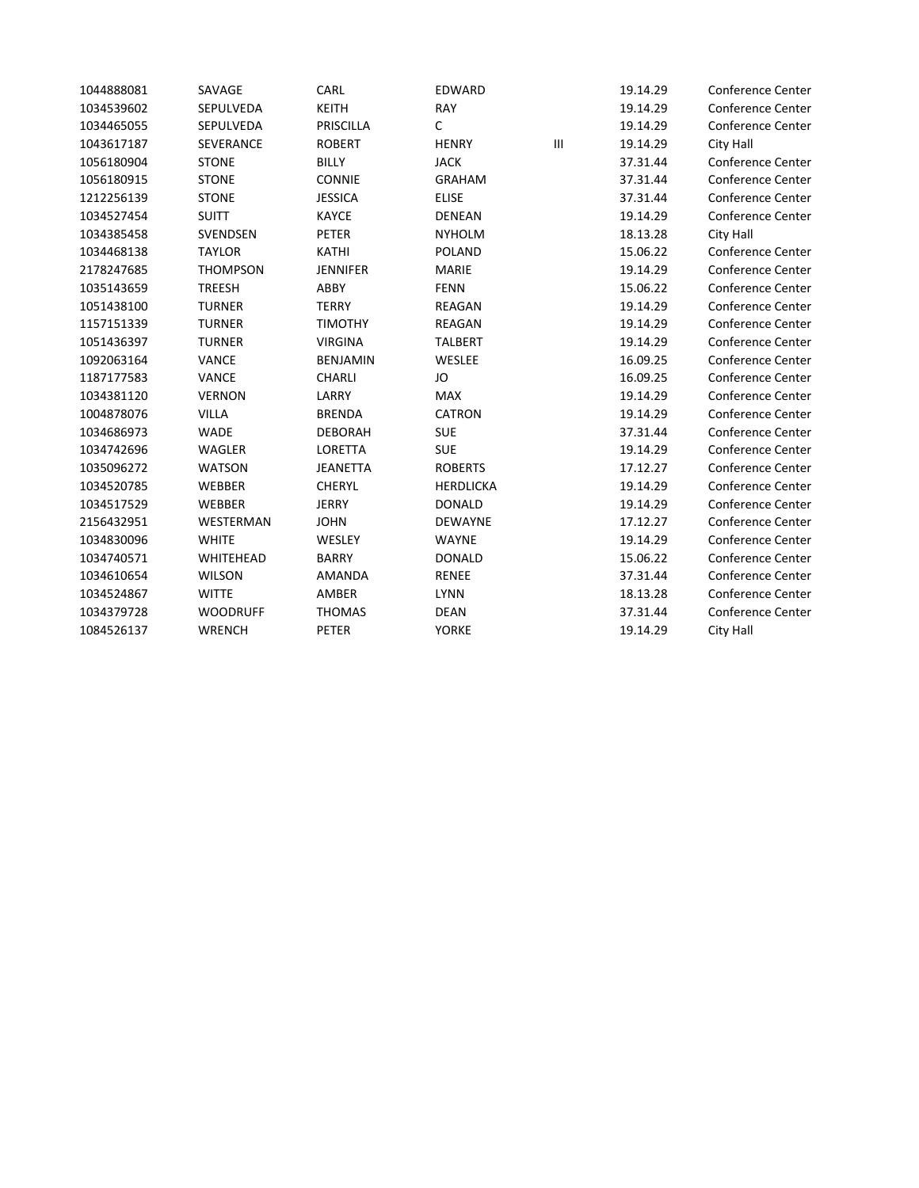| | | | | | | |
|---|---|---|---|---|---|---|
| 1044888081 | SAVAGE | CARL | EDWARD | | 19.14.29 | Conference Center |
| 1034539602 | SEPULVEDA | KEITH | RAY | | 19.14.29 | Conference Center |
| 1034465055 | SEPULVEDA | PRISCILLA | C | | 19.14.29 | Conference Center |
| 1043617187 | SEVERANCE | ROBERT | HENRY | III | 19.14.29 | City Hall |
| 1056180904 | STONE | BILLY | JACK | | 37.31.44 | Conference Center |
| 1056180915 | STONE | CONNIE | GRAHAM | | 37.31.44 | Conference Center |
| 1212256139 | STONE | JESSICA | ELISE | | 37.31.44 | Conference Center |
| 1034527454 | SUITT | KAYCE | DENEAN | | 19.14.29 | Conference Center |
| 1034385458 | SVENDSEN | PETER | NYHOLM | | 18.13.28 | City Hall |
| 1034468138 | TAYLOR | KATHI | POLAND | | 15.06.22 | Conference Center |
| 2178247685 | THOMPSON | JENNIFER | MARIE | | 19.14.29 | Conference Center |
| 1035143659 | TREESH | ABBY | FENN | | 15.06.22 | Conference Center |
| 1051438100 | TURNER | TERRY | REAGAN | | 19.14.29 | Conference Center |
| 1157151339 | TURNER | TIMOTHY | REAGAN | | 19.14.29 | Conference Center |
| 1051436397 | TURNER | VIRGINA | TALBERT | | 19.14.29 | Conference Center |
| 1092063164 | VANCE | BENJAMIN | WESLEE | | 16.09.25 | Conference Center |
| 1187177583 | VANCE | CHARLI | JO | | 16.09.25 | Conference Center |
| 1034381120 | VERNON | LARRY | MAX | | 19.14.29 | Conference Center |
| 1004878076 | VILLA | BRENDA | CATRON | | 19.14.29 | Conference Center |
| 1034686973 | WADE | DEBORAH | SUE | | 37.31.44 | Conference Center |
| 1034742696 | WAGLER | LORETTA | SUE | | 19.14.29 | Conference Center |
| 1035096272 | WATSON | JEANETTA | ROBERTS | | 17.12.27 | Conference Center |
| 1034520785 | WEBBER | CHERYL | HERDLICKA | | 19.14.29 | Conference Center |
| 1034517529 | WEBBER | JERRY | DONALD | | 19.14.29 | Conference Center |
| 2156432951 | WESTERMAN | JOHN | DEWAYNE | | 17.12.27 | Conference Center |
| 1034830096 | WHITE | WESLEY | WAYNE | | 19.14.29 | Conference Center |
| 1034740571 | WHITEHEAD | BARRY | DONALD | | 15.06.22 | Conference Center |
| 1034610654 | WILSON | AMANDA | RENEE | | 37.31.44 | Conference Center |
| 1034524867 | WITTE | AMBER | LYNN | | 18.13.28 | Conference Center |
| 1034379728 | WOODRUFF | THOMAS | DEAN | | 37.31.44 | Conference Center |
| 1084526137 | WRENCH | PETER | YORKE | | 19.14.29 | City Hall |